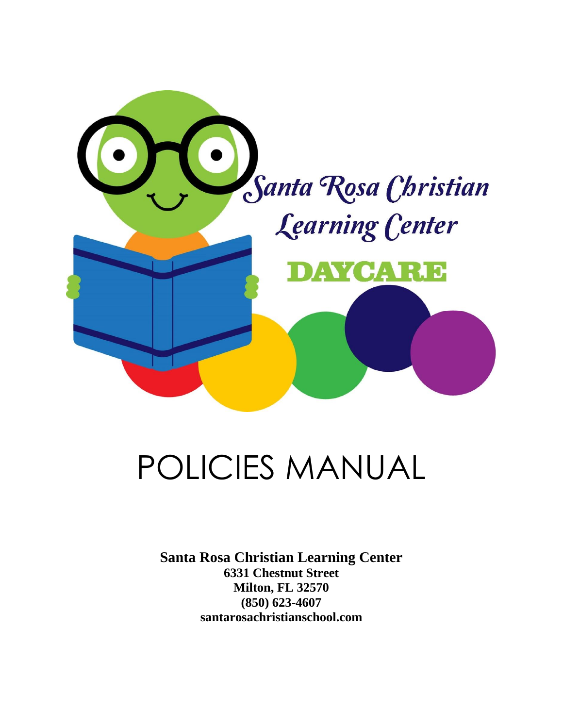Santa Rosa Christian Learning Center

DAYCARE

# POLICIES MANUAL

**Santa Rosa Christian Learning Center**
**6331 Chestnut Street**
**Milton, FL 32570**
**(850) 623-4607**
**santarosachristianschool.com**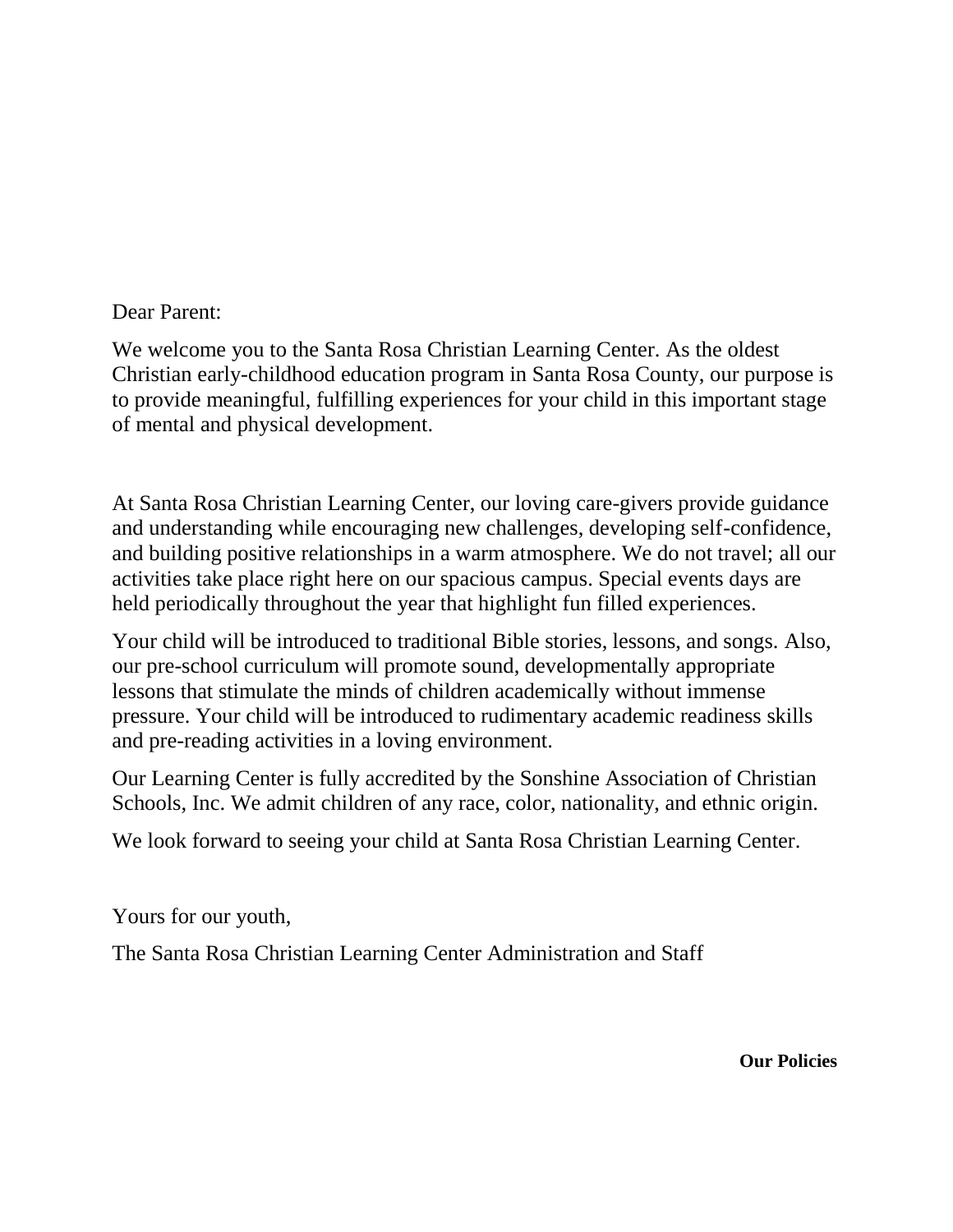Dear Parent:

We welcome you to the Santa Rosa Christian Learning Center. As the oldest Christian early-childhood education program in Santa Rosa County, our purpose is to provide meaningful, fulfilling experiences for your child in this important stage of mental and physical development.

At Santa Rosa Christian Learning Center, our loving care-givers provide guidance and understanding while encouraging new challenges, developing self-confidence, and building positive relationships in a warm atmosphere. We do not travel; all our activities take place right here on our spacious campus. Special events days are held periodically throughout the year that highlight fun filled experiences.

Your child will be introduced to traditional Bible stories, lessons, and songs. Also, our pre-school curriculum will promote sound, developmentally appropriate lessons that stimulate the minds of children academically without immense pressure. Your child will be introduced to rudimentary academic readiness skills and pre-reading activities in a loving environment.

Our Learning Center is fully accredited by the Sonshine Association of Christian Schools, Inc. We admit children of any race, color, nationality, and ethnic origin.

We look forward to seeing your child at Santa Rosa Christian Learning Center.

Yours for our youth,

The Santa Rosa Christian Learning Center Administration and Staff

**Our Policies**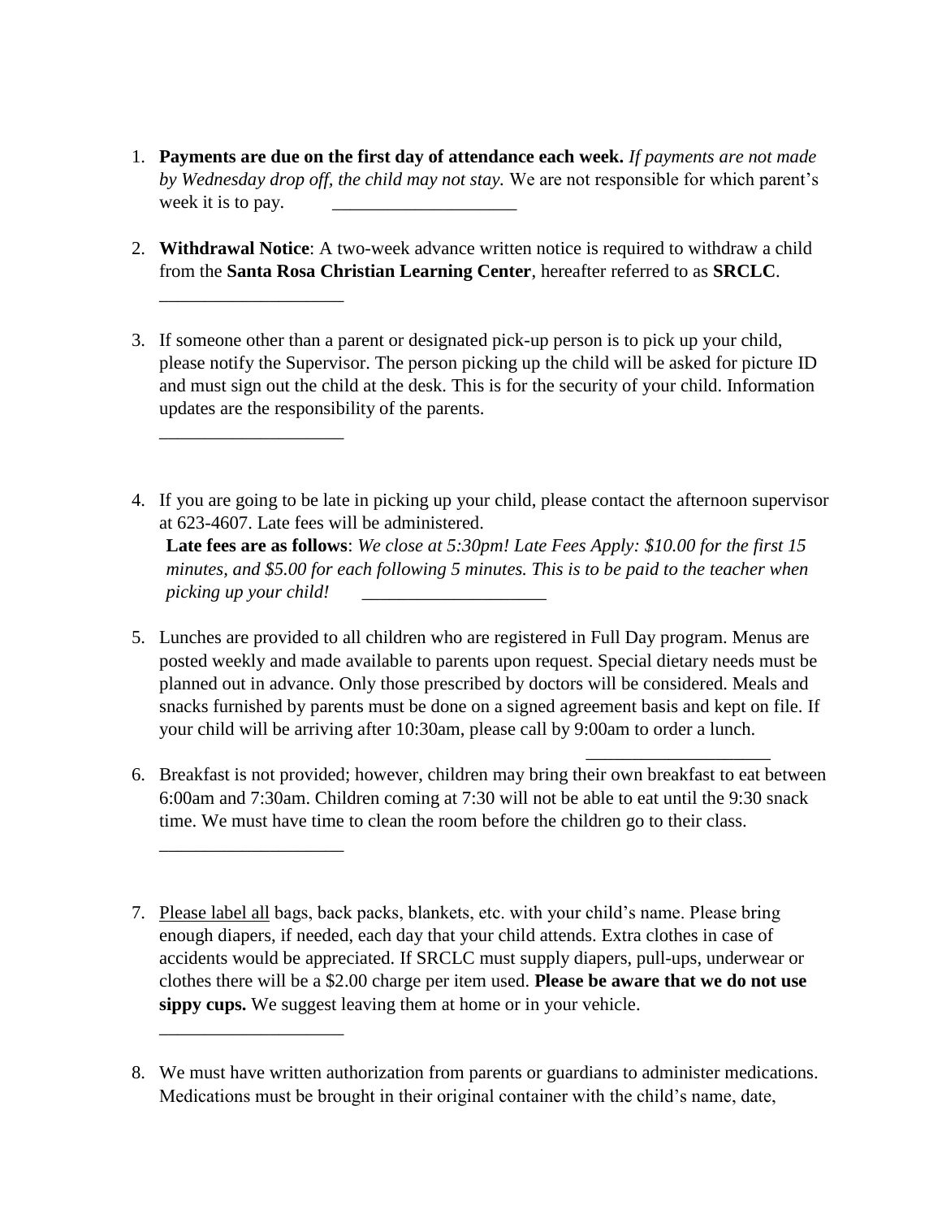1. **Payments are due on the first day of attendance each week.** *If payments are not made by Wednesday drop off, the child may not stay.* We are not responsible for which parent's week it is to pay. ____________________

2. **Withdrawal Notice**: A two-week advance written notice is required to withdraw a child from the **Santa Rosa Christian Learning Center**, hereafter referred to as **SRCLC**.

   ____________________

3. If someone other than a parent or designated pick-up person is to pick up your child, please notify the Supervisor. The person picking up the child will be asked for picture ID and must sign out the child at the desk. This is for the security of your child. Information updates are the responsibility of the parents.

   ____________________

4. If you are going to be late in picking up your child, please contact the afternoon supervisor at 623-4607. Late fees will be administered.
   **Late fees are as follows**: *We close at 5:30pm! Late Fees Apply: $10.00 for the first 15 minutes, and $5.00 for each following 5 minutes. This is to be paid to the teacher when picking up your child!* ____________________

5. Lunches are provided to all children who are registered in Full Day program. Menus are posted weekly and made available to parents upon request. Special dietary needs must be planned out in advance. Only those prescribed by doctors will be considered. Meals and snacks furnished by parents must be done on a signed agreement basis and kept on file. If your child will be arriving after 10:30am, please call by 9:00am to order a lunch.
   ____________________

6. Breakfast is not provided; however, children may bring their own breakfast to eat between 6:00am and 7:30am. Children coming at 7:30 will not be able to eat until the 9:30 snack time. We must have time to clean the room before the children go to their class.

   ____________________

7. Please label all bags, back packs, blankets, etc. with your child's name. Please bring enough diapers, if needed, each day that your child attends. Extra clothes in case of accidents would be appreciated. If SRCLC must supply diapers, pull-ups, underwear or clothes there will be a $2.00 charge per item used. **Please be aware that we do not use sippy cups.** We suggest leaving them at home or in your vehicle.

   ____________________

8. We must have written authorization from parents or guardians to administer medications. Medications must be brought in their original container with the child's name, date,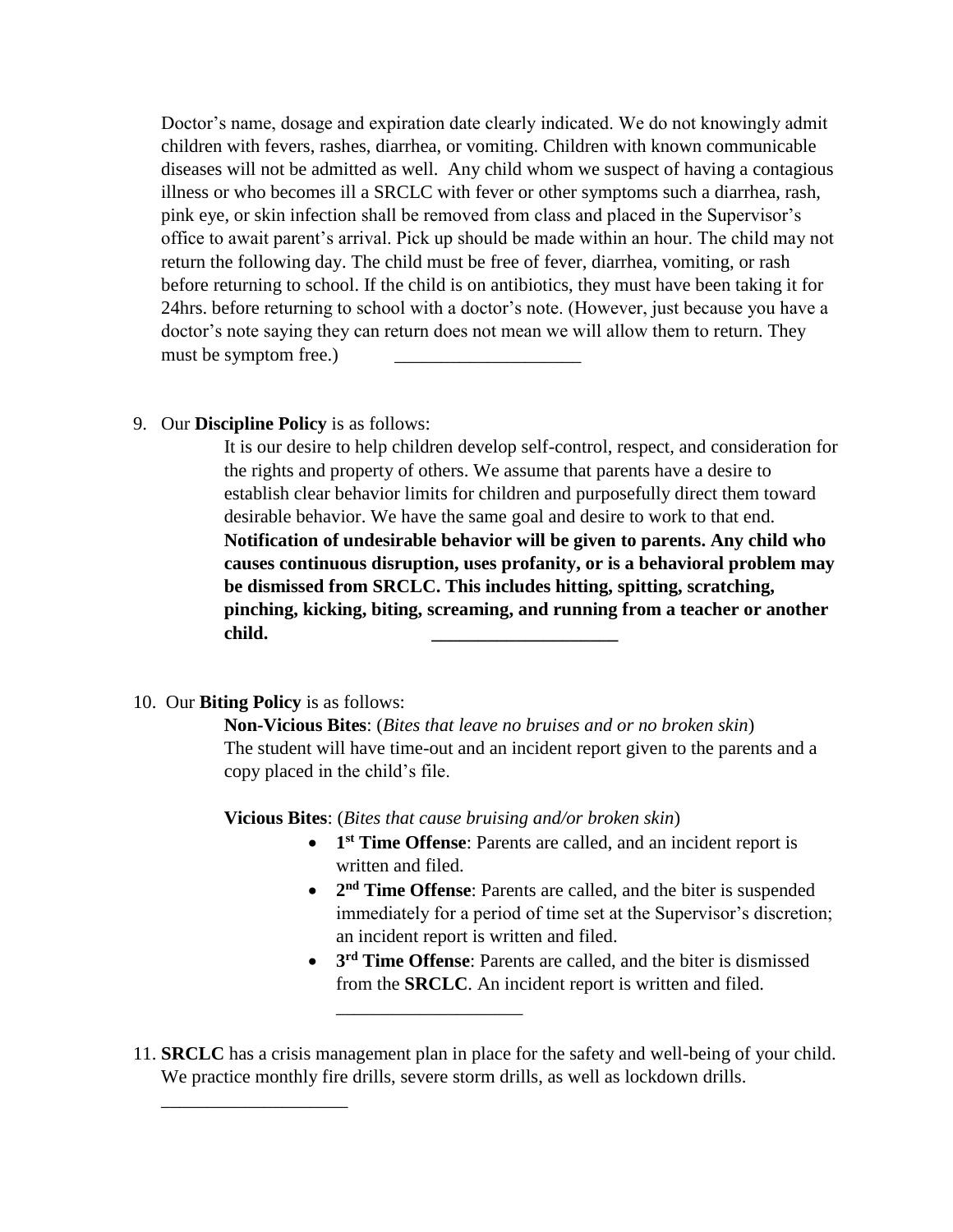Doctor's name, dosage and expiration date clearly indicated. We do not knowingly admit children with fevers, rashes, diarrhea, or vomiting. Children with known communicable diseases will not be admitted as well. Any child whom we suspect of having a contagious illness or who becomes ill a SRCLC with fever or other symptoms such a diarrhea, rash, pink eye, or skin infection shall be removed from class and placed in the Supervisor's office to await parent's arrival. Pick up should be made within an hour. The child may not return the following day. The child must be free of fever, diarrhea, vomiting, or rash before returning to school. If the child is on antibiotics, they must have been taking it for 24hrs. before returning to school with a doctor's note. (However, just because you have a doctor's note saying they can return does not mean we will allow them to return. They must be symptom free.) ____________________

9. Our **Discipline Policy** is as follows:

   It is our desire to help children develop self-control, respect, and consideration for the rights and property of others. We assume that parents have a desire to establish clear behavior limits for children and purposefully direct them toward desirable behavior. We have the same goal and desire to work to that end. **Notification of undesirable behavior will be given to parents. Any child who causes continuous disruption, uses profanity, or is a behavioral problem may be dismissed from SRCLC. This includes hitting, spitting, scratching, pinching, kicking, biting, screaming, and running from a teacher or another child.** ____________________

10. Our **Biting Policy** is as follows:

    **Non-Vicious Bites**: (*Bites that leave no bruises and or no broken skin*)
    The student will have time-out and an incident report given to the parents and a copy placed in the child's file.

    **Vicious Bites**: (*Bites that cause bruising and/or broken skin*)

    - **1st Time Offense**: Parents are called, and an incident report is written and filed.
    - **2nd Time Offense**: Parents are called, and the biter is suspended immediately for a period of time set at the Supervisor's discretion; an incident report is written and filed.
    - **3rd Time Offense**: Parents are called, and the biter is dismissed from the **SRCLC**. An incident report is written and filed.

    ____________________

11. **SRCLC** has a crisis management plan in place for the safety and well-being of your child. We practice monthly fire drills, severe storm drills, as well as lockdown drills.

    ____________________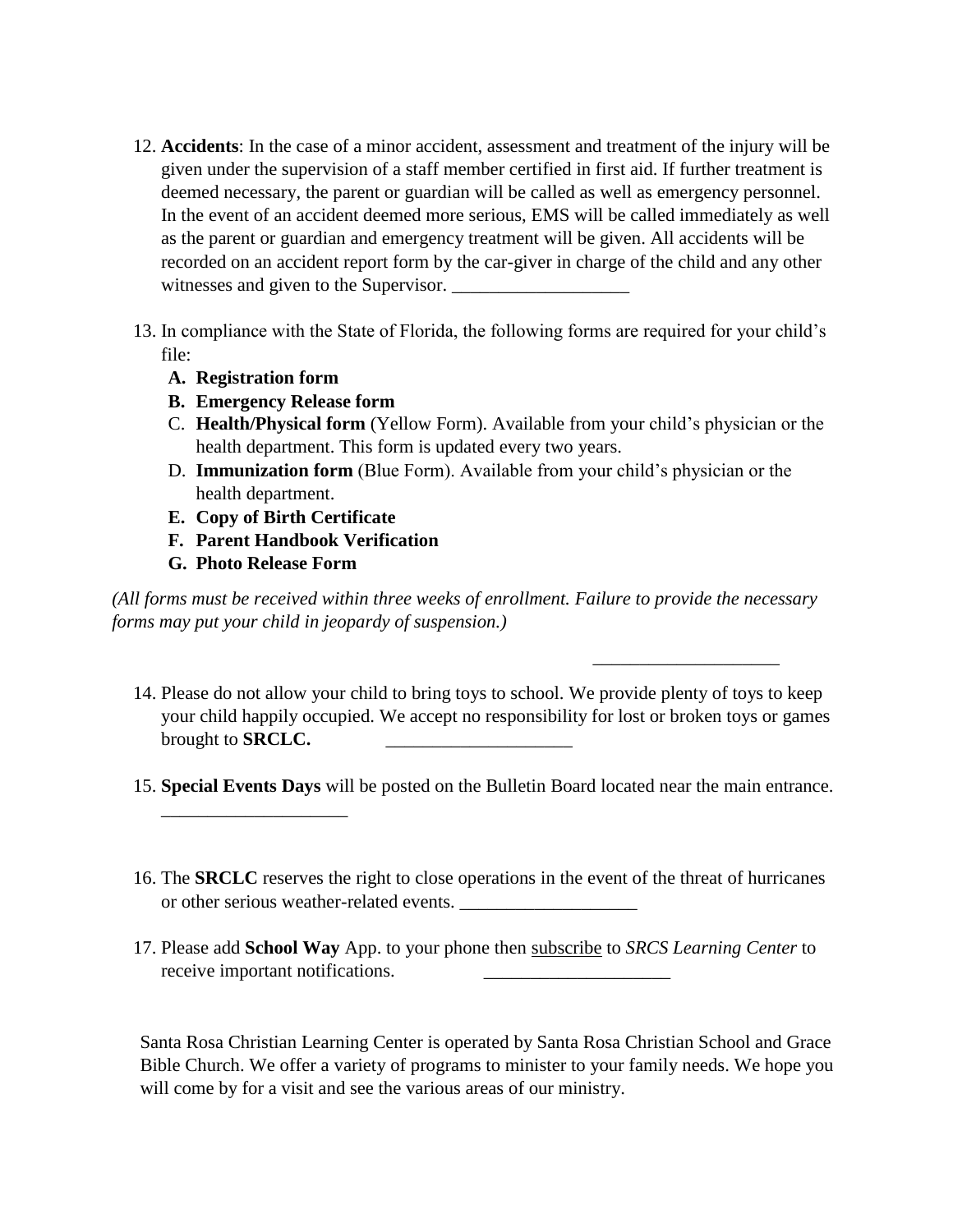12. **Accidents**: In the case of a minor accident, assessment and treatment of the injury will be given under the supervision of a staff member certified in first aid. If further treatment is deemed necessary, the parent or guardian will be called as well as emergency personnel. In the event of an accident deemed more serious, EMS will be called immediately as well as the parent or guardian and emergency treatment will be given. All accidents will be recorded on an accident report form by the car-giver in charge of the child and any other witnesses and given to the Supervisor. ___________________

13. In compliance with the State of Florida, the following forms are required for your child's file:
    - A. **Registration form**
    - B. **Emergency Release form**
    - C. **Health/Physical form** (Yellow Form). Available from your child's physician or the health department. This form is updated every two years.
    - D. **Immunization form** (Blue Form). Available from your child's physician or the health department.
    - E. **Copy of Birth Certificate**
    - F. **Parent Handbook Verification**
    - G. **Photo Release Form**

*(All forms must be received within three weeks of enrollment. Failure to provide the necessary forms may put your child in jeopardy of suspension.)*

___________________

14. Please do not allow your child to bring toys to school. We provide plenty of toys to keep your child happily occupied. We accept no responsibility for lost or broken toys or games brought to **SRCLC.** ___________________

15. **Special Events Days** will be posted on the Bulletin Board located near the main entrance. ___________________

16. The **SRCLC** reserves the right to close operations in the event of the threat of hurricanes or other serious weather-related events. ___________________

17. Please add **School Way** App. to your phone then <u>subscribe</u> to *SRCS Learning Center* to receive important notifications. ___________________

Santa Rosa Christian Learning Center is operated by Santa Rosa Christian School and Grace Bible Church. We offer a variety of programs to minister to your family needs. We hope you will come by for a visit and see the various areas of our ministry.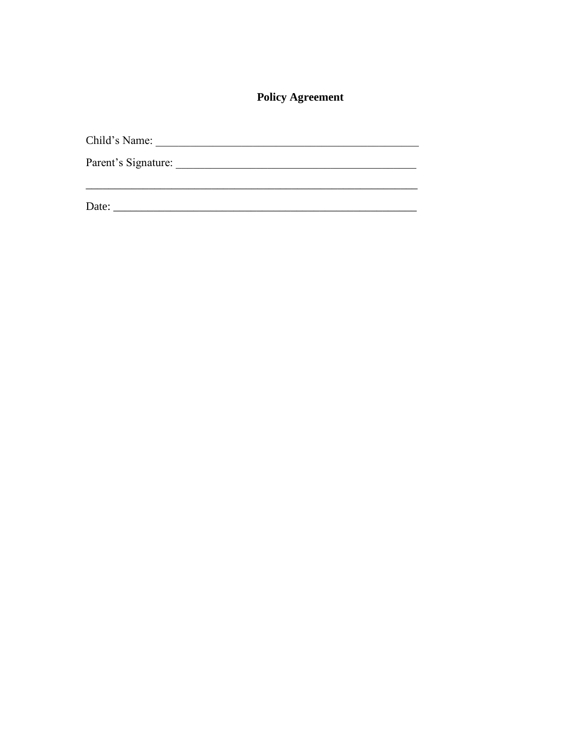**Policy Agreement**

Child's Name: ___________________________________________

Parent's Signature: ______________________________________

___________________________________________________

Date: _______________________________________________